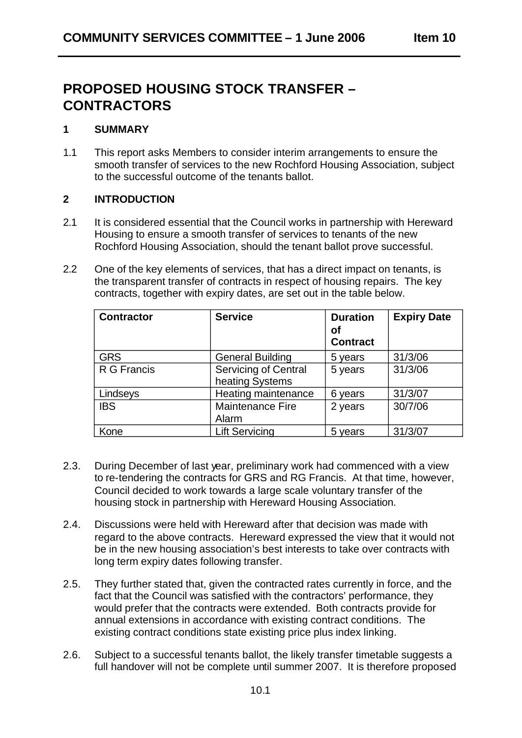# PROPOSED HOUSING STOCK TRANSFER – CONTRACTORS

## 1 SUMMARY

1.1 This report asks Members to consider interim arrangements to ensure the smooth transfer of services to the new Rochford Housing Association, subject to the successful outcome of the tenants ballot.

## 2 INTRODUCTION

2.1 It is considered essential that the Council works in partnership with Hereward Housing to ensure a smooth transfer of services to tenants of the new Rochford Housing Association, should the tenant ballot prove successful.

2.2 One of the key elements of services, that has a direct impact on tenants, is the transparent transfer of contracts in respect of housing repairs. The key contracts, together with expiry dates, are set out in the table below.

| Contractor | Service | Duration of Contract | Expiry Date |
|---|---|---|---|
| GRS | General Building | 5 years | 31/3/06 |
| R G Francis | Servicing of Central heating Systems | 5 years | 31/3/06 |
| Lindseys | Heating maintenance | 6 years | 31/3/07 |
| IBS | Maintenance Fire Alarm | 2 years | 30/7/06 |
| Kone | Lift Servicing | 5 years | 31/3/07 |

2.3. During December of last year, preliminary work had commenced with a view to re-tendering the contracts for GRS and RG Francis. At that time, however, Council decided to work towards a large scale voluntary transfer of the housing stock in partnership with Hereward Housing Association.

2.4. Discussions were held with Hereward after that decision was made with regard to the above contracts. Hereward expressed the view that it would not be in the new housing association's best interests to take over contracts with long term expiry dates following transfer.

2.5. They further stated that, given the contracted rates currently in force, and the fact that the Council was satisfied with the contractors' performance, they would prefer that the contracts were extended. Both contracts provide for annual extensions in accordance with existing contract conditions. The existing contract conditions state existing price plus index linking.

2.6. Subject to a successful tenants ballot, the likely transfer timetable suggests a full handover will not be complete until summer 2007. It is therefore proposed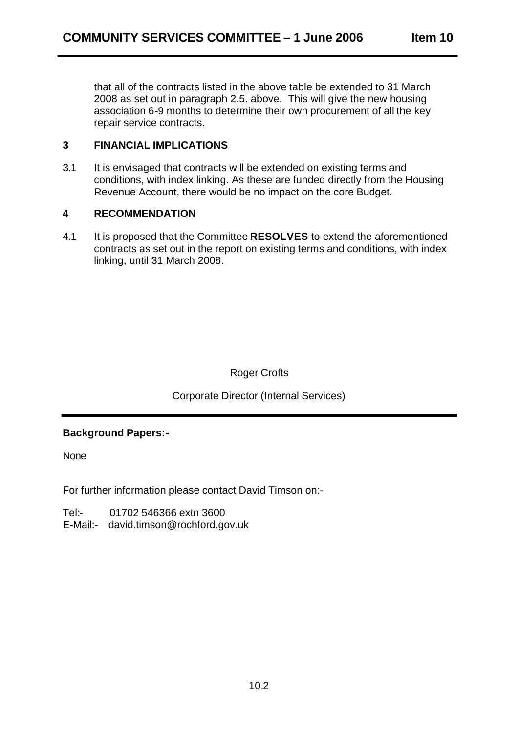that all of the contracts listed in the above table be extended to 31 March 2008 as set out in paragraph 2.5. above. This will give the new housing association 6-9 months to determine their own procurement of all the key repair service contracts.

## 3 FINANCIAL IMPLICATIONS

3.1 It is envisaged that contracts will be extended on existing terms and conditions, with index linking. As these are funded directly from the Housing Revenue Account, there would be no impact on the core Budget.

## 4 RECOMMENDATION

4.1 It is proposed that the Committee **RESOLVES** to extend the aforementioned contracts as set out in the report on existing terms and conditions, with index linking, until 31 March 2008.

Roger Crofts

Corporate Director (Internal Services)

**Background Papers:-**

None

For further information please contact David Timson on:-

Tel:- 01702 546366 extn 3600
E-Mail:- david.timson@rochford.gov.uk